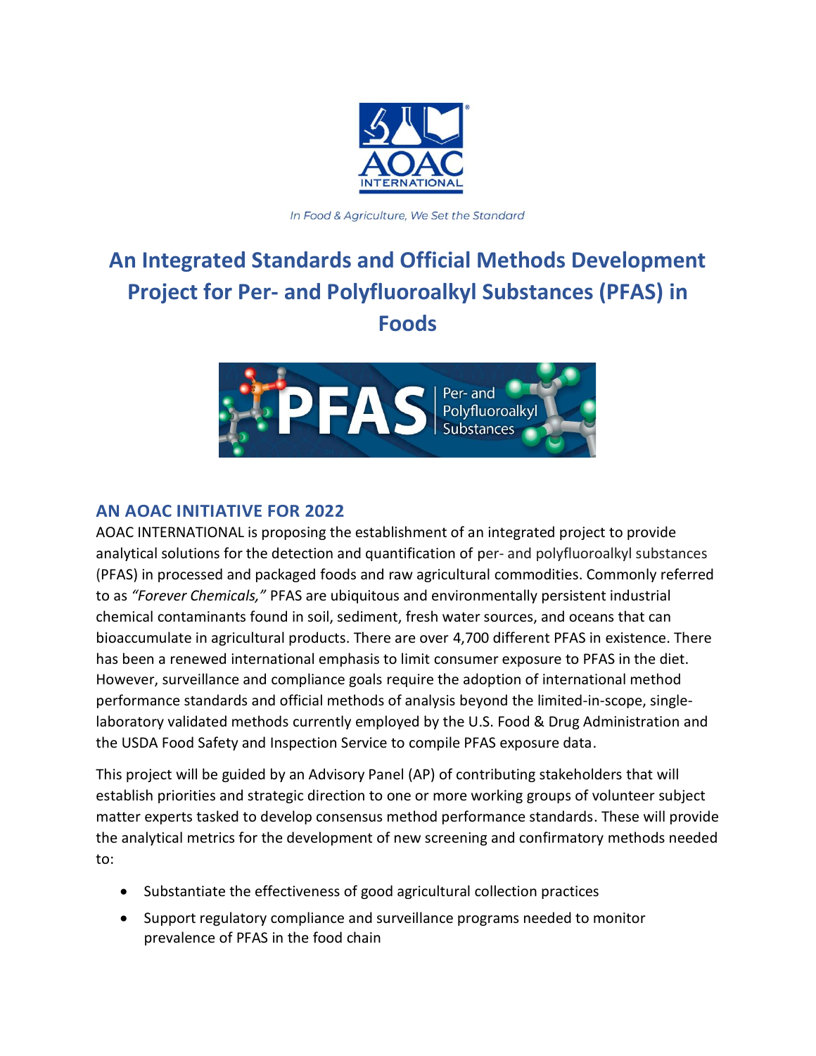In Food & Agriculture, We Set the Standard

# An Integrated Standards and Official Methods Development Project for Per- and Polyfluoroalkyl Substances (PFAS) in Foods

## AN AOAC INITIATIVE FOR 2022

AOAC INTERNATIONAL is proposing the establishment of an integrated project to provide analytical solutions for the detection and quantification of per- and polyfluoroalkyl substances (PFAS) in processed and packaged foods and raw agricultural commodities. Commonly referred to as *"Forever Chemicals,"* PFAS are ubiquitous and environmentally persistent industrial chemical contaminants found in soil, sediment, fresh water sources, and oceans that can bioaccumulate in agricultural products. There are over 4,700 different PFAS in existence. There has been a renewed international emphasis to limit consumer exposure to PFAS in the diet. However, surveillance and compliance goals require the adoption of international method performance standards and official methods of analysis beyond the limited-in-scope, single-laboratory validated methods currently employed by the U.S. Food & Drug Administration and the USDA Food Safety and Inspection Service to compile PFAS exposure data.

This project will be guided by an Advisory Panel (AP) of contributing stakeholders that will establish priorities and strategic direction to one or more working groups of volunteer subject matter experts tasked to develop consensus method performance standards. These will provide the analytical metrics for the development of new screening and confirmatory methods needed to:

- Substantiate the effectiveness of good agricultural collection practices
- Support regulatory compliance and surveillance programs needed to monitor prevalence of PFAS in the food chain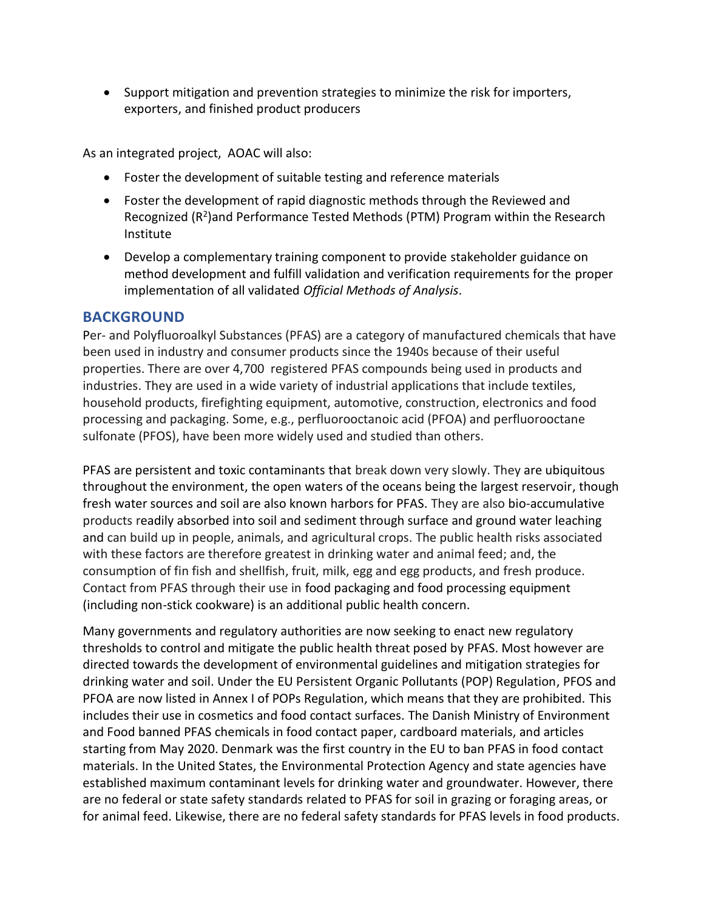- Support mitigation and prevention strategies to minimize the risk for importers, exporters, and finished product producers

As an integrated project, AOAC will also:

- Foster the development of suitable testing and reference materials
- Foster the development of rapid diagnostic methods through the Reviewed and Recognized ($R^2$)and Performance Tested Methods (PTM) Program within the Research Institute
- Develop a complementary training component to provide stakeholder guidance on method development and fulfill validation and verification requirements for the proper implementation of all validated *Official Methods of Analysis*.

## BACKGROUND

Per- and Polyfluoroalkyl Substances (PFAS) are a category of manufactured chemicals that have been used in industry and consumer products since the 1940s because of their useful properties. There are over 4,700 registered PFAS compounds being used in products and industries. They are used in a wide variety of industrial applications that include textiles, household products, firefighting equipment, automotive, construction, electronics and food processing and packaging. Some, e.g., perfluorooctanoic acid (PFOA) and perfluorooctane sulfonate (PFOS), have been more widely used and studied than others.

PFAS are persistent and toxic contaminants that break down very slowly. They are ubiquitous throughout the environment, the open waters of the oceans being the largest reservoir, though fresh water sources and soil are also known harbors for PFAS. They are also bio-accumulative products readily absorbed into soil and sediment through surface and ground water leaching and can build up in people, animals, and agricultural crops. The public health risks associated with these factors are therefore greatest in drinking water and animal feed; and, the consumption of fin fish and shellfish, fruit, milk, egg and egg products, and fresh produce. Contact from PFAS through their use in food packaging and food processing equipment (including non-stick cookware) is an additional public health concern.

Many governments and regulatory authorities are now seeking to enact new regulatory thresholds to control and mitigate the public health threat posed by PFAS. Most however are directed towards the development of environmental guidelines and mitigation strategies for drinking water and soil. Under the EU Persistent Organic Pollutants (POP) Regulation, PFOS and PFOA are now listed in Annex I of POPs Regulation, which means that they are prohibited. This includes their use in cosmetics and food contact surfaces. The Danish Ministry of Environment and Food banned PFAS chemicals in food contact paper, cardboard materials, and articles starting from May 2020. Denmark was the first country in the EU to ban PFAS in food contact materials. In the United States, the Environmental Protection Agency and state agencies have established maximum contaminant levels for drinking water and groundwater. However, there are no federal or state safety standards related to PFAS for soil in grazing or foraging areas, or for animal feed. Likewise, there are no federal safety standards for PFAS levels in food products.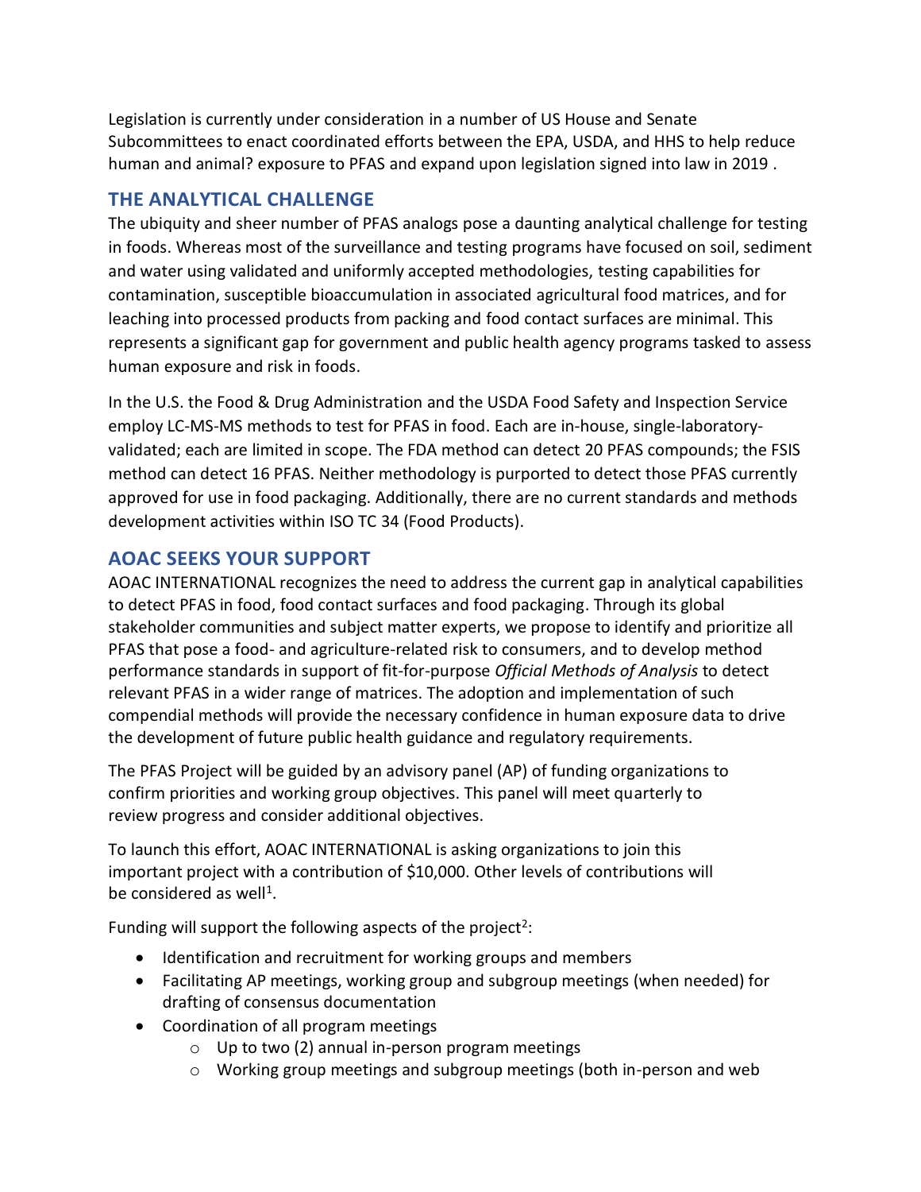Legislation is currently under consideration in a number of US House and Senate Subcommittees to enact coordinated efforts between the EPA, USDA, and HHS to help reduce human and animal? exposure to PFAS and expand upon legislation signed into law in 2019 .

## THE ANALYTICAL CHALLENGE

The ubiquity and sheer number of PFAS analogs pose a daunting analytical challenge for testing in foods. Whereas most of the surveillance and testing programs have focused on soil, sediment and water using validated and uniformly accepted methodologies, testing capabilities for contamination, susceptible bioaccumulation in associated agricultural food matrices, and for leaching into processed products from packing and food contact surfaces are minimal. This represents a significant gap for government and public health agency programs tasked to assess human exposure and risk in foods.

In the U.S. the Food & Drug Administration and the USDA Food Safety and Inspection Service employ LC-MS-MS methods to test for PFAS in food. Each are in-house, single-laboratory-validated; each are limited in scope. The FDA method can detect 20 PFAS compounds; the FSIS method can detect 16 PFAS. Neither methodology is purported to detect those PFAS currently approved for use in food packaging. Additionally, there are no current standards and methods development activities within ISO TC 34 (Food Products).

## AOAC SEEKS YOUR SUPPORT

AOAC INTERNATIONAL recognizes the need to address the current gap in analytical capabilities to detect PFAS in food, food contact surfaces and food packaging. Through its global stakeholder communities and subject matter experts, we propose to identify and prioritize all PFAS that pose a food- and agriculture-related risk to consumers, and to develop method performance standards in support of fit-for-purpose *Official Methods of Analysis* to detect relevant PFAS in a wider range of matrices. The adoption and implementation of such compendial methods will provide the necessary confidence in human exposure data to drive the development of future public health guidance and regulatory requirements.

The PFAS Project will be guided by an advisory panel (AP) of funding organizations to confirm priorities and working group objectives. This panel will meet quarterly to review progress and consider additional objectives.

To launch this effort, AOAC INTERNATIONAL is asking organizations to join this important project with a contribution of $10,000. Other levels of contributions will be considered as well[1].

Funding will support the following aspects of the project[2]:

- Identification and recruitment for working groups and members
- Facilitating AP meetings, working group and subgroup meetings (when needed) for drafting of consensus documentation
- Coordination of all program meetings
  - Up to two (2) annual in-person program meetings
  - Working group meetings and subgroup meetings (both in-person and web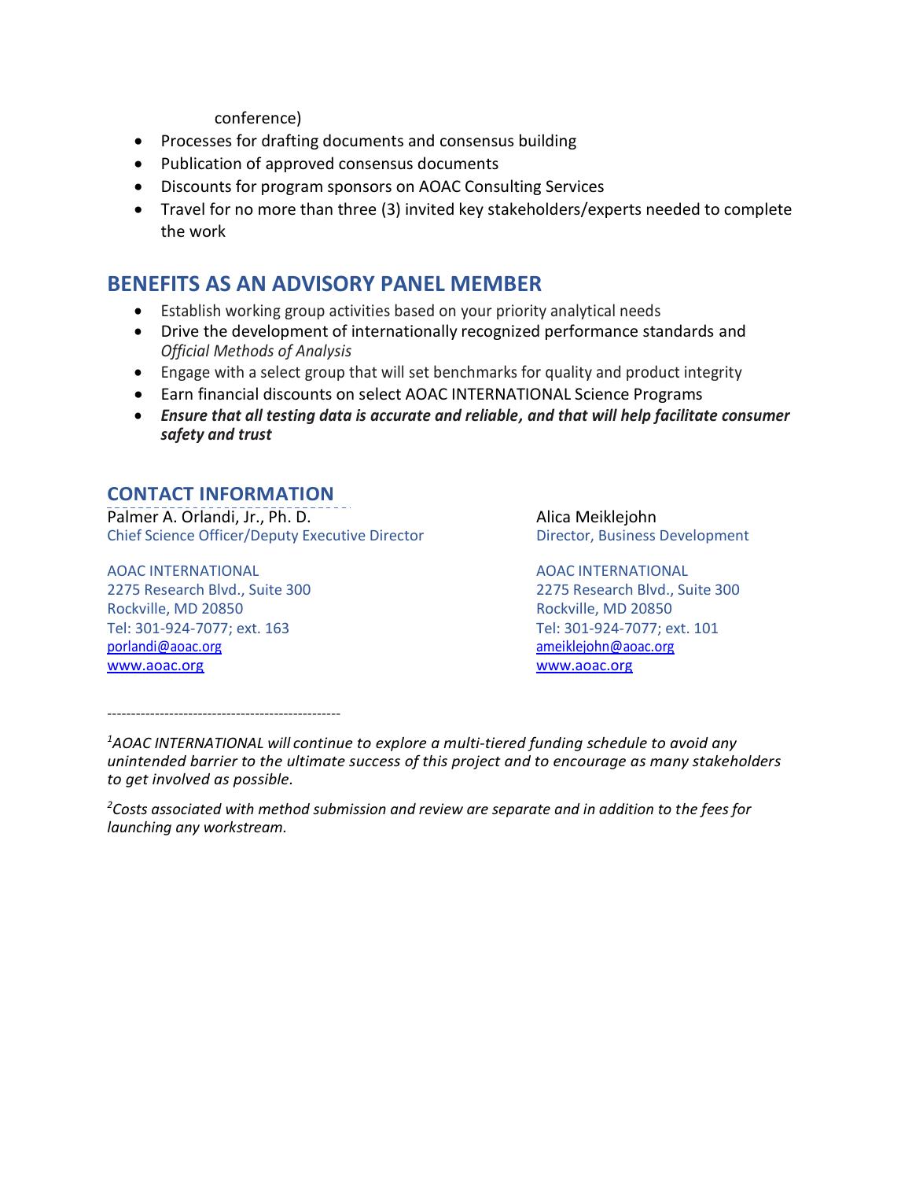conference)

- Processes for drafting documents and consensus building
- Publication of approved consensus documents
- Discounts for program sponsors on AOAC Consulting Services
- Travel for no more than three (3) invited key stakeholders/experts needed to complete the work

## BENEFITS AS AN ADVISORY PANEL MEMBER

- Establish working group activities based on your priority analytical needs
- Drive the development of internationally recognized performance standards and *Official Methods of Analysis*
- Engage with a select group that will set benchmarks for quality and product integrity
- Earn financial discounts on select AOAC INTERNATIONAL Science Programs
- ***Ensure that all testing data is accurate and reliable, and that will help facilitate consumer safety and trust***

## CONTACT INFORMATION

Palmer A. Orlandi, Jr., Ph. D.
Chief Science Officer/Deputy Executive Director

AOAC INTERNATIONAL
2275 Research Blvd., Suite 300
Rockville, MD 20850
Tel: 301-924-7077; ext. 163
porlandi@aoac.org
www.aoac.org

Alica Meiklejohn
Director, Business Development

AOAC INTERNATIONAL
2275 Research Blvd., Suite 300
Rockville, MD 20850
Tel: 301-924-7077; ext. 101
ameiklejohn@aoac.org
www.aoac.org

---

*[1]AOAC INTERNATIONAL will continue to explore a multi-tiered funding schedule to avoid any unintended barrier to the ultimate success of this project and to encourage as many stakeholders to get involved as possible.*

*[2]Costs associated with method submission and review are separate and in addition to the fees for launching any workstream.*